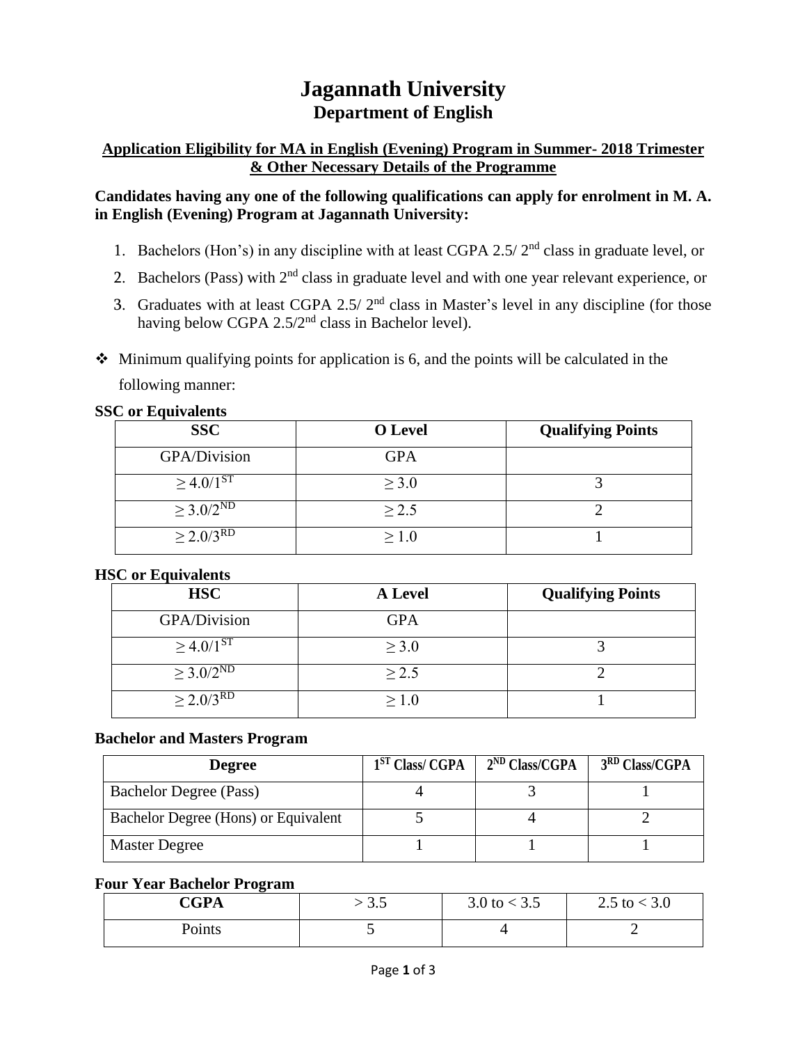# Jagannath University
## Department of English

**Application Eligibility for MA in English (Evening) Program in Summer- 2018 Trimester & Other Necessary Details of the Programme**

**Candidates having any one of the following qualifications can apply for enrolment in M. A. in English (Evening) Program at Jagannath University:**

1. Bachelors (Hon's) in any discipline with at least CGPA 2.5/ 2nd class in graduate level, or
2. Bachelors (Pass) with 2nd class in graduate level and with one year relevant experience, or
3. Graduates with at least CGPA 2.5/ 2nd class in Master's level in any discipline (for those having below CGPA 2.5/2nd class in Bachelor level).

❖ Minimum qualifying points for application is 6, and the points will be calculated in the following manner:

**SSC or Equivalents**

| SSC | O Level | Qualifying Points |
|---|---|---|
| GPA/Division | GPA | |
| ≥ 4.0/1ST | ≥ 3.0 | 3 |
| ≥ 3.0/2ND | ≥ 2.5 | 2 |
| ≥ 2.0/3RD | ≥ 1.0 | 1 |

**HSC or Equivalents**

| HSC | A Level | Qualifying Points |
|---|---|---|
| GPA/Division | GPA | |
| ≥ 4.0/1ST | ≥ 3.0 | 3 |
| ≥ 3.0/2ND | ≥ 2.5 | 2 |
| ≥ 2.0/3RD | ≥ 1.0 | 1 |

**Bachelor and Masters Program**

| Degree | 1ST Class/ CGPA | 2ND Class/CGPA | 3RD Class/CGPA |
|---|---|---|---|
| Bachelor Degree (Pass) | 4 | 3 | 1 |
| Bachelor Degree (Hons) or Equivalent | 5 | 4 | 2 |
| Master Degree | 1 | 1 | 1 |

**Four Year Bachelor Program**

| CGPA | > 3.5 | 3.0 to < 3.5 | 2.5 to < 3.0 |
|---|---|---|---|
| Points | 5 | 4 | 2 |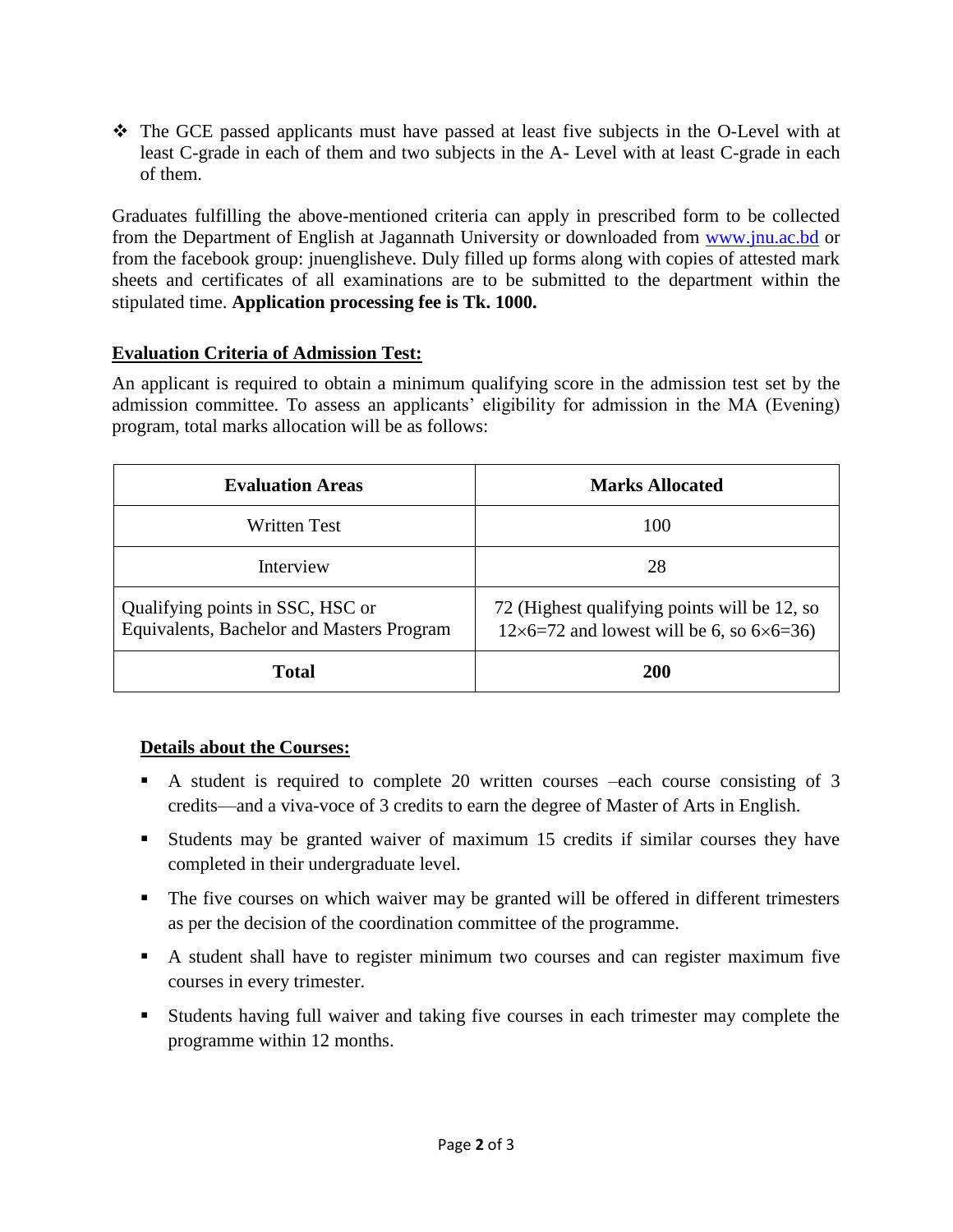- The GCE passed applicants must have passed at least five subjects in the O-Level with at least C-grade in each of them and two subjects in the A- Level with at least C-grade in each of them.

Graduates fulfilling the above-mentioned criteria can apply in prescribed form to be collected from the Department of English at Jagannath University or downloaded from www.jnu.ac.bd or from the facebook group: jnuenglisheve. Duly filled up forms along with copies of attested mark sheets and certificates of all examinations are to be submitted to the department within the stipulated time. **Application processing fee is Tk. 1000.**

## Evaluation Criteria of Admission Test:

An applicant is required to obtain a minimum qualifying score in the admission test set by the admission committee. To assess an applicants' eligibility for admission in the MA (Evening) program, total marks allocation will be as follows:

| Evaluation Areas | Marks Allocated |
|---|---|
| Written Test | 100 |
| Interview | 28 |
| Qualifying points in SSC, HSC or Equivalents, Bachelor and Masters Program | 72 (Highest qualifying points will be 12, so $12\times6=72$ and lowest will be 6, so $6\times6=36$) |
| **Total** | **200** |

## Details about the Courses:

- A student is required to complete 20 written courses –each course consisting of 3 credits—and a viva-voce of 3 credits to earn the degree of Master of Arts in English.
- Students may be granted waiver of maximum 15 credits if similar courses they have completed in their undergraduate level.
- The five courses on which waiver may be granted will be offered in different trimesters as per the decision of the coordination committee of the programme.
- A student shall have to register minimum two courses and can register maximum five courses in every trimester.
- Students having full waiver and taking five courses in each trimester may complete the programme within 12 months.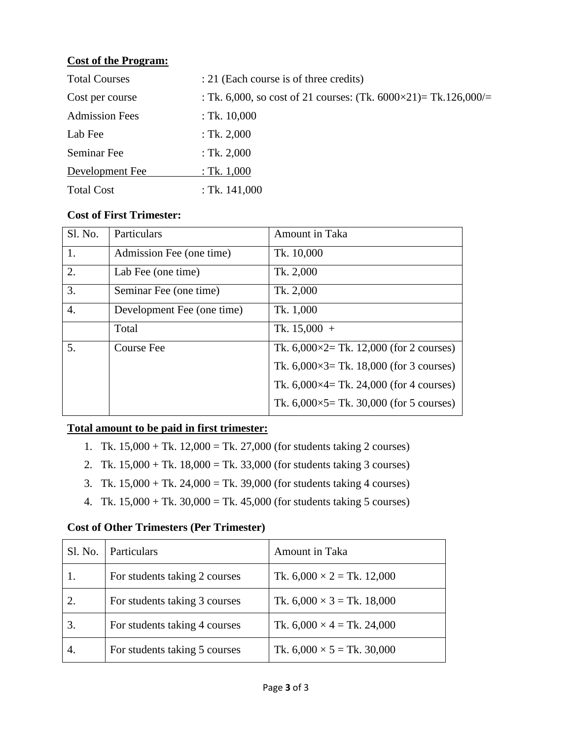**Cost of the Program:**

| | |
|---|---|
| Total Courses | : 21 (Each course is of three credits) |
| Cost per course | : Tk. 6,000, so cost of 21 courses: (Tk. 6000×21)= Tk.126,000/= |
| Admission Fees | : Tk. 10,000 |
| Lab Fee | : Tk. 2,000 |
| Seminar Fee | : Tk. 2,000 |
| Development Fee | : Tk. 1,000 |
| Total Cost | : Tk. 141,000 |

**Cost of First Trimester:**

| Sl. No. | Particulars | Amount in Taka |
|---|---|---|
| 1. | Admission Fee (one time) | Tk. 10,000 |
| 2. | Lab Fee (one time) | Tk. 2,000 |
| 3. | Seminar Fee (one time) | Tk. 2,000 |
| 4. | Development Fee (one time) | Tk. 1,000 |
| | Total | Tk. 15,000 + |
| 5. | Course Fee | Tk. 6,000×2= Tk. 12,000 (for 2 courses)<br>Tk. 6,000×3= Tk. 18,000 (for 3 courses)<br>Tk. 6,000×4= Tk. 24,000 (for 4 courses)<br>Tk. 6,000×5= Tk. 30,000 (for 5 courses) |

**Total amount to be paid in first trimester:**

1. Tk. 15,000 + Tk. 12,000 = Tk. 27,000 (for students taking 2 courses)
2. Tk. 15,000 + Tk. 18,000 = Tk. 33,000 (for students taking 3 courses)
3. Tk. 15,000 + Tk. 24,000 = Tk. 39,000 (for students taking 4 courses)
4. Tk. 15,000 + Tk. 30,000 = Tk. 45,000 (for students taking 5 courses)

**Cost of Other Trimesters (Per Trimester)**

| Sl. No. | Particulars | Amount in Taka |
|---|---|---|
| 1. | For students taking 2 courses | Tk. 6,000 × 2 = Tk. 12,000 |
| 2. | For students taking 3 courses | Tk. 6,000 × 3 = Tk. 18,000 |
| 3. | For students taking 4 courses | Tk. 6,000 × 4 = Tk. 24,000 |
| 4. | For students taking 5 courses | Tk. 6,000 × 5 = Tk. 30,000 |